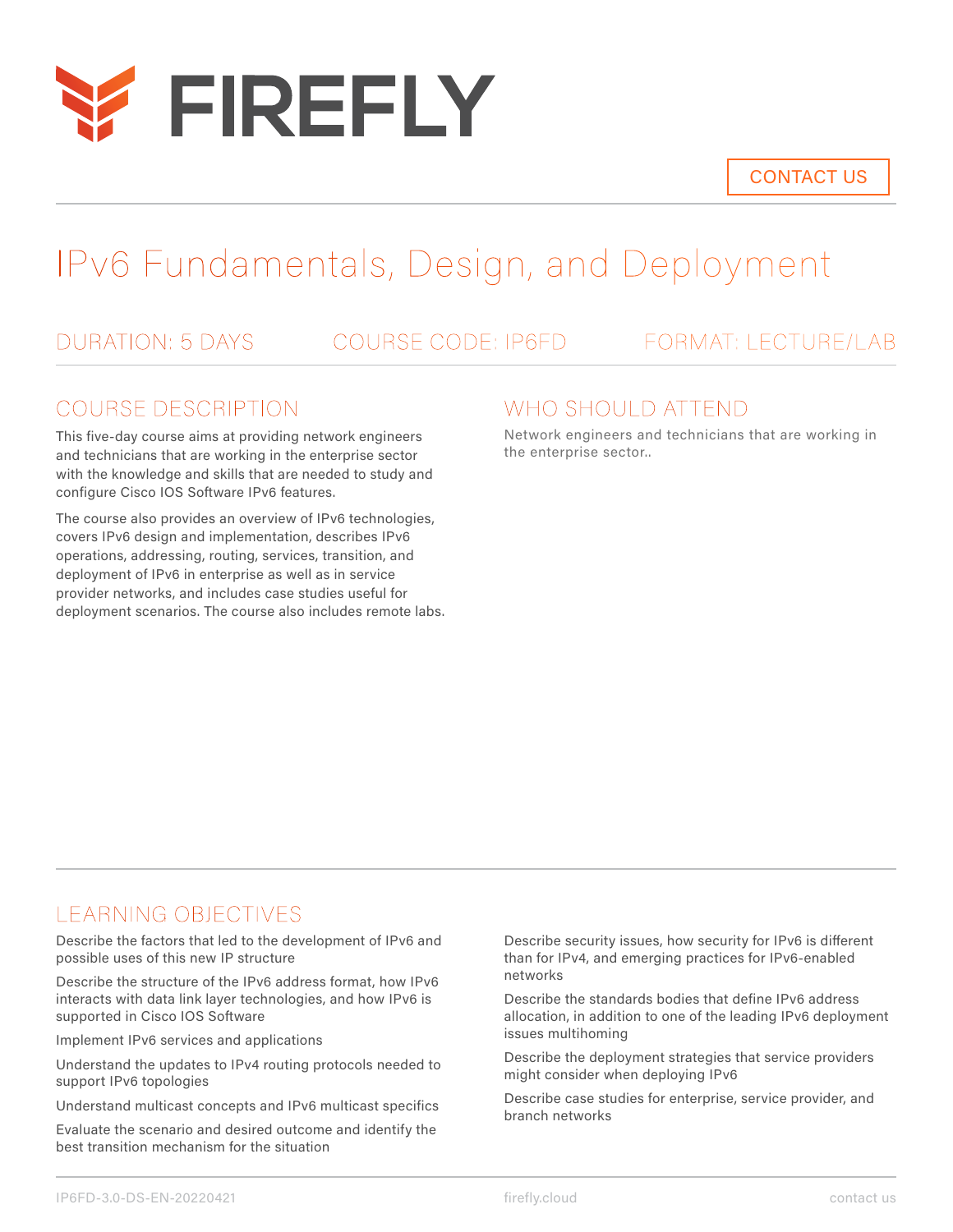FIREFLY

CONTACT US

# IPv6 Fundamentals, Design, and Deployment

DURATION: 5 DAYS

COURSE CODE: IP6FD

FORMAT: LECTURE/LAB

## COURSE DESCRIPTION

This five-day course aims at providing network engineers and technicians that are working in the enterprise sector with the knowledge and skills that are needed to study and configure Cisco IOS Software IPv6 features.

The course also provides an overview of IPv6 technologies, covers IPv6 design and implementation, describes IPv6 operations, addressing, routing, services, transition, and deployment of IPv6 in enterprise as well as in service provider networks, and includes case studies useful for deployment scenarios. The course also includes remote labs.

## WHO SHOULD ATTEND

Network engineers and technicians that are working in the enterprise sector..

## LEARNING OBJECTIVES

Describe the factors that led to the development of IPv6 and possible uses of this new IP structure

Describe the structure of the IPv6 address format, how IPv6 interacts with data link layer technologies, and how IPv6 is supported in Cisco IOS Software

Implement IPv6 services and applications

Understand the updates to IPv4 routing protocols needed to support IPv6 topologies

Understand multicast concepts and IPv6 multicast specifics

Evaluate the scenario and desired outcome and identify the best transition mechanism for the situation

Describe security issues, how security for IPv6 is different than for IPv4, and emerging practices for IPv6-enabled networks

Describe the standards bodies that define IPv6 address allocation, in addition to one of the leading IPv6 deployment issues multihoming

Describe the deployment strategies that service providers might consider when deploying IPv6

Describe case studies for enterprise, service provider, and branch networks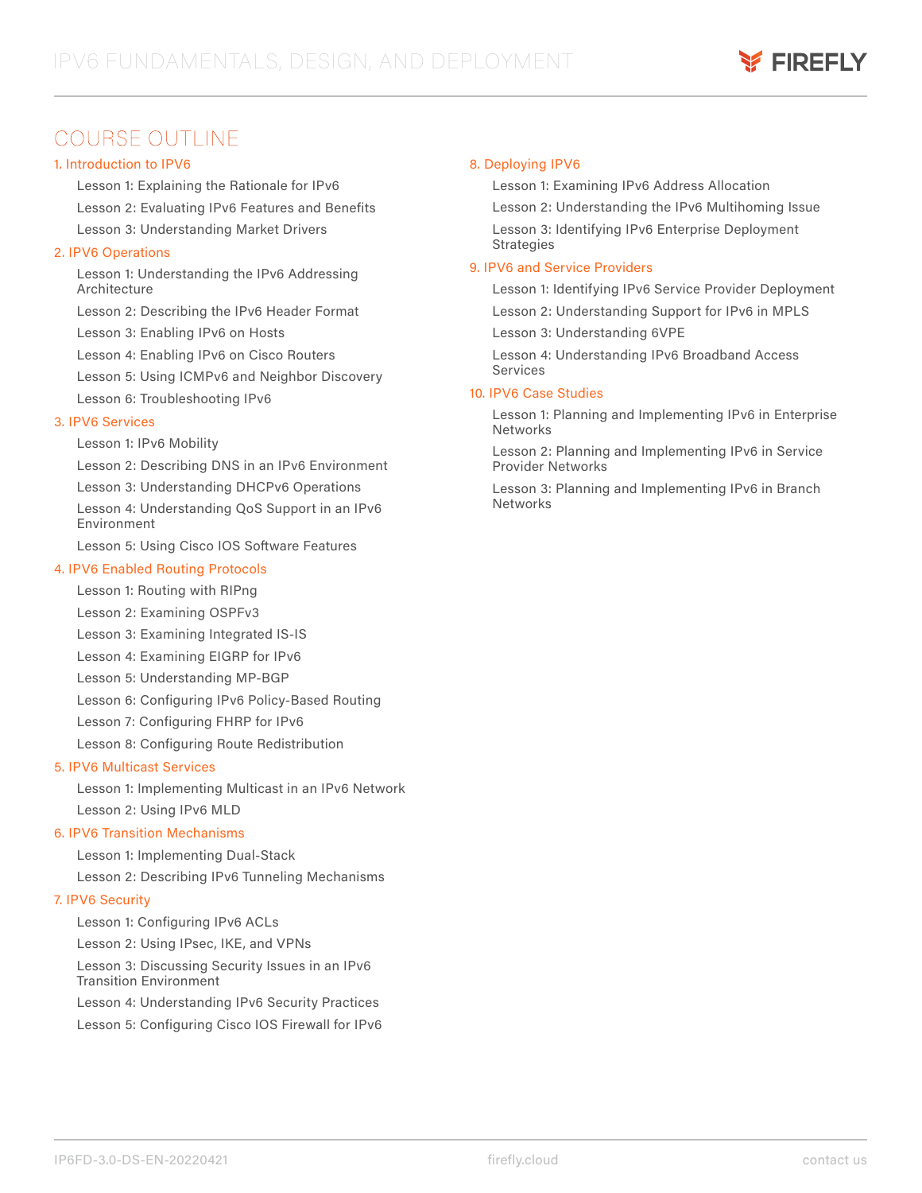## COURSE OUTLINE

### 1. Introduction to IPV6

- Lesson 1: Explaining the Rationale for IPv6
- Lesson 2: Evaluating IPv6 Features and Benefits
- Lesson 3: Understanding Market Drivers

### 2. IPV6 Operations

- Lesson 1: Understanding the IPv6 Addressing Architecture
- Lesson 2: Describing the IPv6 Header Format
- Lesson 3: Enabling IPv6 on Hosts
- Lesson 4: Enabling IPv6 on Cisco Routers
- Lesson 5: Using ICMPv6 and Neighbor Discovery
- Lesson 6: Troubleshooting IPv6

### 3. IPV6 Services

- Lesson 1: IPv6 Mobility
- Lesson 2: Describing DNS in an IPv6 Environment
- Lesson 3: Understanding DHCPv6 Operations
- Lesson 4: Understanding QoS Support in an IPv6 Environment
- Lesson 5: Using Cisco IOS Software Features

### 4. IPV6 Enabled Routing Protocols

- Lesson 1: Routing with RIPng
- Lesson 2: Examining OSPFv3
- Lesson 3: Examining Integrated IS-IS
- Lesson 4: Examining EIGRP for IPv6
- Lesson 5: Understanding MP-BGP
- Lesson 6: Configuring IPv6 Policy-Based Routing
- Lesson 7: Configuring FHRP for IPv6
- Lesson 8: Configuring Route Redistribution

### 5. IPV6 Multicast Services

- Lesson 1: Implementing Multicast in an IPv6 Network
- Lesson 2: Using IPv6 MLD

### 6. IPV6 Transition Mechanisms

- Lesson 1: Implementing Dual-Stack
- Lesson 2: Describing IPv6 Tunneling Mechanisms

### 7. IPV6 Security

- Lesson 1: Configuring IPv6 ACLs
- Lesson 2: Using IPsec, IKE, and VPNs
- Lesson 3: Discussing Security Issues in an IPv6 Transition Environment
- Lesson 4: Understanding IPv6 Security Practices
- Lesson 5: Configuring Cisco IOS Firewall for IPv6

### 8. Deploying IPV6

- Lesson 1: Examining IPv6 Address Allocation
- Lesson 2: Understanding the IPv6 Multihoming Issue
- Lesson 3: Identifying IPv6 Enterprise Deployment Strategies

### 9. IPV6 and Service Providers

- Lesson 1: Identifying IPv6 Service Provider Deployment
- Lesson 2: Understanding Support for IPv6 in MPLS
- Lesson 3: Understanding 6VPE
- Lesson 4: Understanding IPv6 Broadband Access Services

### 10. IPV6 Case Studies

- Lesson 1: Planning and Implementing IPv6 in Enterprise Networks
- Lesson 2: Planning and Implementing IPv6 in Service Provider Networks
- Lesson 3: Planning and Implementing IPv6 in Branch Networks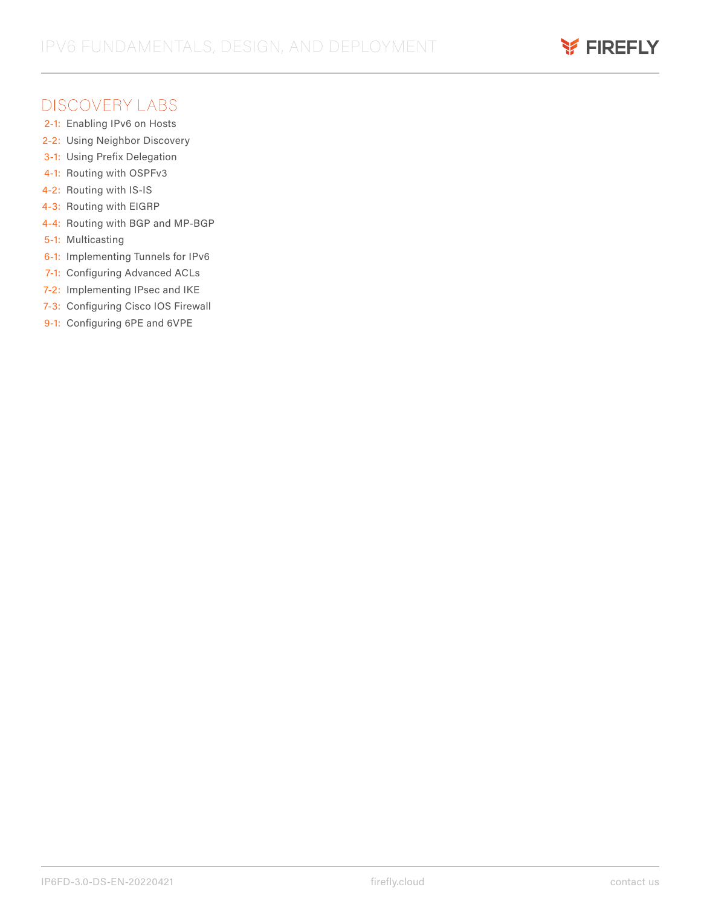## DISCOVERY LABS

- 2-1: Enabling IPv6 on Hosts
- 2-2: Using Neighbor Discovery
- 3-1: Using Prefix Delegation
- 4-1: Routing with OSPFv3
- 4-2: Routing with IS-IS
- 4-3: Routing with EIGRP
- 4-4: Routing with BGP and MP-BGP
- 5-1: Multicasting
- 6-1: Implementing Tunnels for IPv6
- 7-1: Configuring Advanced ACLs
- 7-2: Implementing IPsec and IKE
- 7-3: Configuring Cisco IOS Firewall
- 9-1: Configuring 6PE and 6VPE